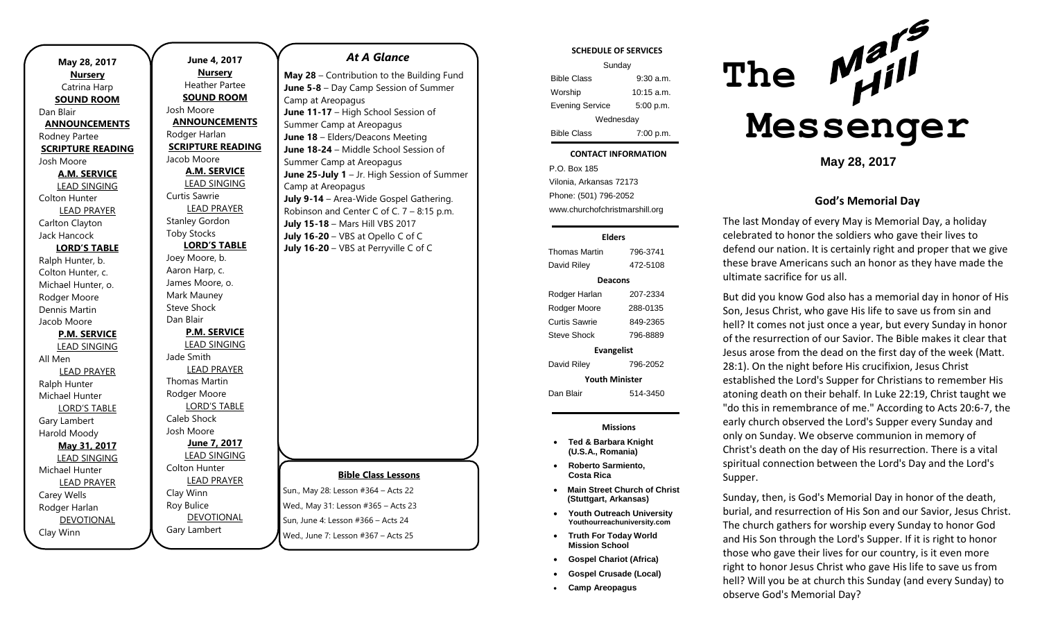**May 28, 2017**

**Nursery**
Catrina Harp

**SOUND ROOM**
Dan Blair

**ANNOUNCEMENTS**
Rodney Partee

**SCRIPTURE READING**
Josh Moore

**A.M. SERVICE**

LEAD SINGING
Colton Hunter

LEAD PRAYER
Carlton Clayton
Jack Hancock

**LORD'S TABLE**
Ralph Hunter, b.
Colton Hunter, c.
Michael Hunter, o.
Rodger Moore
Dennis Martin
Jacob Moore

**P.M. SERVICE**

LEAD SINGING
All Men

LEAD PRAYER
Ralph Hunter
Michael Hunter

LORD'S TABLE
Gary Lambert
Harold Moody

**May 31, 2017**

LEAD SINGING
Michael Hunter

LEAD PRAYER
Carey Wells
Rodger Harlan

DEVOTIONAL
Clay Winn

**June 4, 2017**

**Nursery**
Heather Partee

**SOUND ROOM**
Josh Moore

**ANNOUNCEMENTS**
Rodger Harlan

**SCRIPTURE READING**
Jacob Moore

**A.M. SERVICE**

LEAD SINGING
Curtis Sawrie

LEAD PRAYER
Stanley Gordon
Toby Stocks

**LORD'S TABLE**
Joey Moore, b.
Aaron Harp, c.
James Moore, o.
Mark Mauney
Steve Shock
Dan Blair

**P.M. SERVICE**

LEAD SINGING
Jade Smith

LEAD PRAYER
Thomas Martin
Rodger Moore

LORD'S TABLE
Caleb Shock
Josh Moore

**June 7, 2017**

LEAD SINGING
Colton Hunter

LEAD PRAYER
Clay Winn
Roy Bulice

DEVOTIONAL
Gary Lambert

## *At A Glance*

**May 28** – Contribution to the Building Fund
**June 5-8** – Day Camp Session of Summer Camp at Areopagus
**June 11-17** – High School Session of Summer Camp at Areopagus
**June 18** – Elders/Deacons Meeting
**June 18-24** – Middle School Session of Summer Camp at Areopagus
**June 25-July 1** – Jr. High Session of Summer Camp at Areopagus
**July 9-14** – Area-Wide Gospel Gathering. Robinson and Center C of C. 7 – 8:15 p.m.
**July 15-18** – Mars Hill VBS 2017
**July 16-20** – VBS at Opello C of C
**July 16-20** – VBS at Perryville C of C

**Bible Class Lessons**

Sun., May 28: Lesson #364 – Acts 22
Wed., May 31: Lesson #365 – Acts 23
Sun, June 4: Lesson #366 – Acts 24
Wed., June 7: Lesson #367 – Acts 25

**SCHEDULE OF SERVICES**

| Sunday | |
|---|---|
| Bible Class | 9:30 a.m. |
| Worship | 10:15 a.m. |
| Evening Service | 5:00 p.m. |
| Wednesday | |
| Bible Class | 7:00 p.m. |

**CONTACT INFORMATION**

P.O. Box 185
Vilonia, Arkansas 72173
Phone: (501) 796-2052
www.churchofchristmarshill.org

**Elders**

| | |
|---|---|
| Thomas Martin | 796-3741 |
| David Riley | 472-5108 |

**Deacons**

| | |
|---|---|
| Rodger Harlan | 207-2334 |
| Rodger Moore | 288-0135 |
| Curtis Sawrie | 849-2365 |
| Steve Shock | 796-8889 |

**Evangelist**

| | |
|---|---|
| David Riley | 796-2052 |

**Youth Minister**

| | |
|---|---|
| Dan Blair | 514-3450 |

**Missions**

- **Ted & Barbara Knight (U.S.A., Romania)**
- **Roberto Sarmiento, Costa Rica**
- **Main Street Church of Christ (Stuttgart, Arkansas)**
- **Youth Outreach University** Youthourreachuniversity.com
- **Truth For Today World Mission School**
- **Gospel Chariot (Africa)**
- **Gospel Crusade (Local)**
- **Camp Areopagus**

# The Mars Hill Messenger

**May 28, 2017**

## God's Memorial Day

The last Monday of every May is Memorial Day, a holiday celebrated to honor the soldiers who gave their lives to defend our nation. It is certainly right and proper that we give these brave Americans such an honor as they have made the ultimate sacrifice for us all.

But did you know God also has a memorial day in honor of His Son, Jesus Christ, who gave His life to save us from sin and hell? It comes not just once a year, but every Sunday in honor of the resurrection of our Savior. The Bible makes it clear that Jesus arose from the dead on the first day of the week (Matt. 28:1). On the night before His crucifixion, Jesus Christ established the Lord's Supper for Christians to remember His atoning death on their behalf. In Luke 22:19, Christ taught we "do this in remembrance of me." According to Acts 20:6-7, the early church observed the Lord's Supper every Sunday and only on Sunday. We observe communion in memory of Christ's death on the day of His resurrection. There is a vital spiritual connection between the Lord's Day and the Lord's Supper.

Sunday, then, is God's Memorial Day in honor of the death, burial, and resurrection of His Son and our Savior, Jesus Christ. The church gathers for worship every Sunday to honor God and His Son through the Lord's Supper. If it is right to honor those who gave their lives for our country, is it even more right to honor Jesus Christ who gave His life to save us from hell? Will you be at church this Sunday (and every Sunday) to observe God's Memorial Day?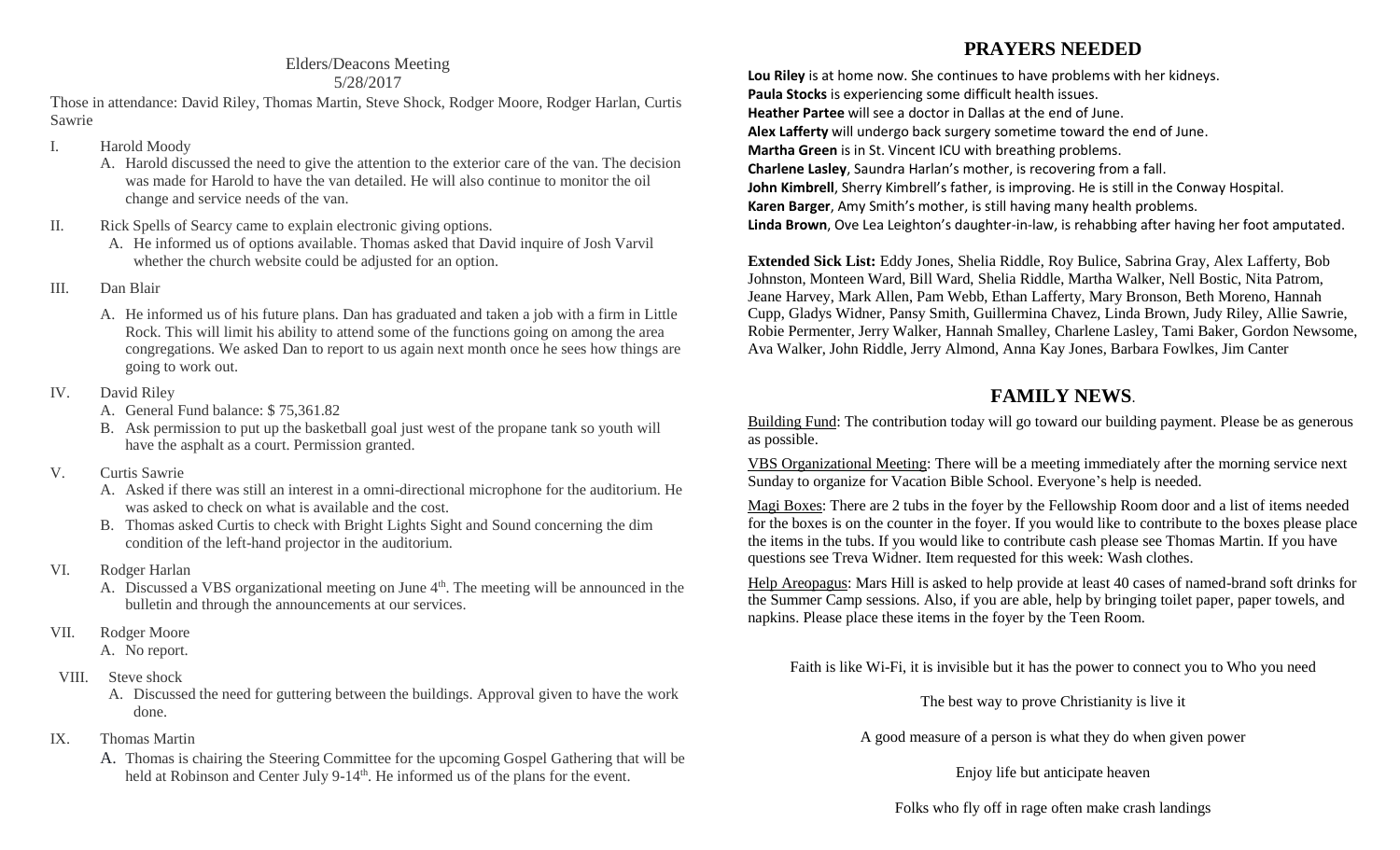## Elders/Deacons Meeting
5/28/2017

Those in attendance: David Riley, Thomas Martin, Steve Shock, Rodger Moore, Rodger Harlan, Curtis Sawrie

I. Harold Moody
   A. Harold discussed the need to give the attention to the exterior care of the van. The decision was made for Harold to have the van detailed. He will also continue to monitor the oil change and service needs of the van.

II. Rick Spells of Searcy came to explain electronic giving options.
   A. He informed us of options available. Thomas asked that David inquire of Josh Varvil whether the church website could be adjusted for an option.

III. Dan Blair
   A. He informed us of his future plans. Dan has graduated and taken a job with a firm in Little Rock. This will limit his ability to attend some of the functions going on among the area congregations. We asked Dan to report to us again next month once he sees how things are going to work out.

IV. David Riley
   A. General Fund balance: $ 75,361.82
   B. Ask permission to put up the basketball goal just west of the propane tank so youth will have the asphalt as a court. Permission granted.

V. Curtis Sawrie
   A. Asked if there was still an interest in a omni-directional microphone for the auditorium. He was asked to check on what is available and the cost.
   B. Thomas asked Curtis to check with Bright Lights Sight and Sound concerning the dim condition of the left-hand projector in the auditorium.

VI. Rodger Harlan
   A. Discussed a VBS organizational meeting on June 4th. The meeting will be announced in the bulletin and through the announcements at our services.

VII. Rodger Moore
   A. No report.

VIII. Steve shock
   A. Discussed the need for guttering between the buildings. Approval given to have the work done.

IX. Thomas Martin
   A. Thomas is chairing the Steering Committee for the upcoming Gospel Gathering that will be held at Robinson and Center July 9-14th. He informed us of the plans for the event.

## PRAYERS NEEDED

**Lou Riley** is at home now. She continues to have problems with her kidneys.
**Paula Stocks** is experiencing some difficult health issues.
**Heather Partee** will see a doctor in Dallas at the end of June.
**Alex Lafferty** will undergo back surgery sometime toward the end of June.
**Martha Green** is in St. Vincent ICU with breathing problems.
**Charlene Lasley**, Saundra Harlan's mother, is recovering from a fall.
**John Kimbrell**, Sherry Kimbrell's father, is improving. He is still in the Conway Hospital.
**Karen Barger**, Amy Smith's mother, is still having many health problems.
**Linda Brown**, Ove Lea Leighton's daughter-in-law, is rehabbing after having her foot amputated.

**Extended Sick List:** Eddy Jones, Shelia Riddle, Roy Bulice, Sabrina Gray, Alex Lafferty, Bob Johnston, Monteen Ward, Bill Ward, Shelia Riddle, Martha Walker, Nell Bostic, Nita Patrom, Jeane Harvey, Mark Allen, Pam Webb, Ethan Lafferty, Mary Bronson, Beth Moreno, Hannah Cupp, Gladys Widner, Pansy Smith, Guillermina Chavez, Linda Brown, Judy Riley, Allie Sawrie, Robie Permenter, Jerry Walker, Hannah Smalley, Charlene Lasley, Tami Baker, Gordon Newsome, Ava Walker, John Riddle, Jerry Almond, Anna Kay Jones, Barbara Fowlkes, Jim Canter

## FAMILY NEWS.

Building Fund: The contribution today will go toward our building payment. Please be as generous as possible.

VBS Organizational Meeting: There will be a meeting immediately after the morning service next Sunday to organize for Vacation Bible School. Everyone's help is needed.

Magi Boxes: There are 2 tubs in the foyer by the Fellowship Room door and a list of items needed for the boxes is on the counter in the foyer. If you would like to contribute to the boxes please place the items in the tubs. If you would like to contribute cash please see Thomas Martin. If you have questions see Treva Widner. Item requested for this week: Wash clothes.

Help Areopagus: Mars Hill is asked to help provide at least 40 cases of named-brand soft drinks for the Summer Camp sessions. Also, if you are able, help by bringing toilet paper, paper towels, and napkins. Please place these items in the foyer by the Teen Room.

Faith is like Wi-Fi, it is invisible but it has the power to connect you to Who you need

The best way to prove Christianity is live it

A good measure of a person is what they do when given power

Enjoy life but anticipate heaven

Folks who fly off in rage often make crash landings